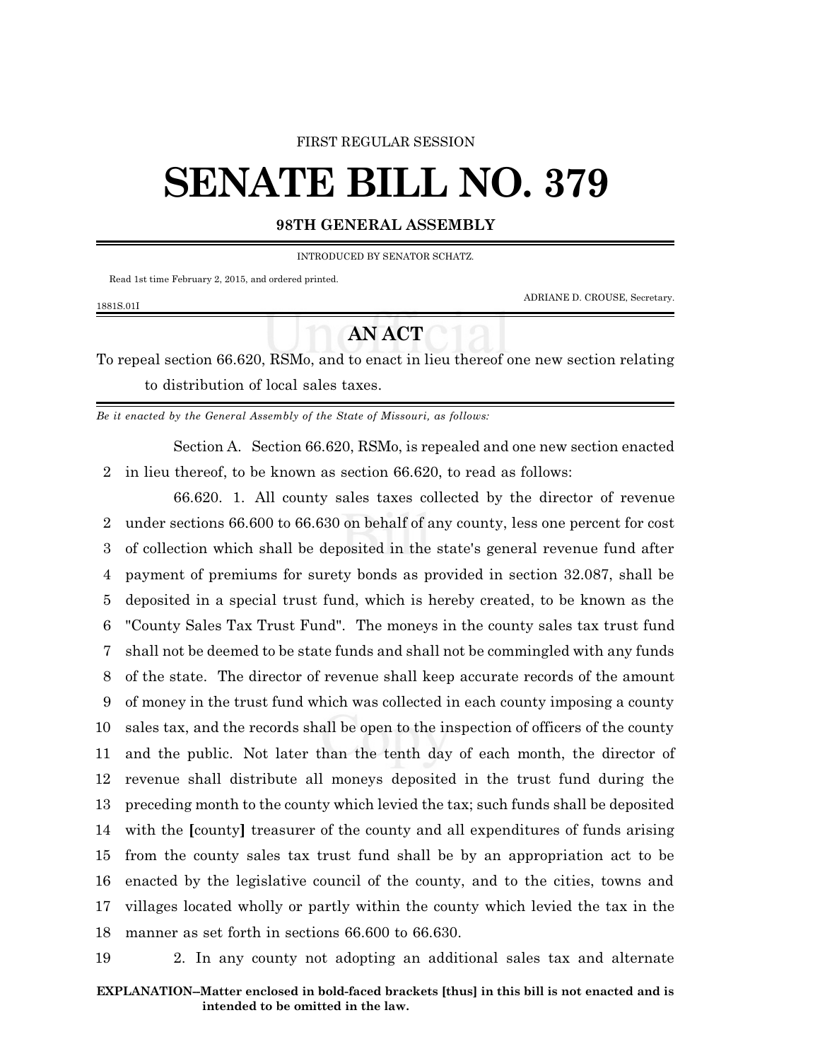FIRST REGULAR SESSION

# SENATE BILL NO. 379

## 98TH GENERAL ASSEMBLY

INTRODUCED BY SENATOR SCHATZ.

Read 1st time February 2, 2015, and ordered printed.

ADRIANE D. CROUSE, Secretary.

1881S.01I

## AN ACT

To repeal section 66.620, RSMo, and to enact in lieu thereof one new section relating to distribution of local sales taxes.

*Be it enacted by the General Assembly of the State of Missouri, as follows:*

Section A. Section 66.620, RSMo, is repealed and one new section enacted in lieu thereof, to be known as section 66.620, to read as follows:

66.620. 1. All county sales taxes collected by the director of revenue under sections 66.600 to 66.630 on behalf of any county, less one percent for cost of collection which shall be deposited in the state's general revenue fund after payment of premiums for surety bonds as provided in section 32.087, shall be deposited in a special trust fund, which is hereby created, to be known as the "County Sales Tax Trust Fund". The moneys in the county sales tax trust fund shall not be deemed to be state funds and shall not be commingled with any funds of the state. The director of revenue shall keep accurate records of the amount of money in the trust fund which was collected in each county imposing a county sales tax, and the records shall be open to the inspection of officers of the county and the public. Not later than the tenth day of each month, the director of revenue shall distribute all moneys deposited in the trust fund during the preceding month to the county which levied the tax; such funds shall be deposited with the **[**county**]** treasurer of the county and all expenditures of funds arising from the county sales tax trust fund shall be by an appropriation act to be enacted by the legislative council of the county, and to the cities, towns and villages located wholly or partly within the county which levied the tax in the manner as set forth in sections 66.600 to 66.630.

2. In any county not adopting an additional sales tax and alternate

**EXPLANATION–Matter enclosed in bold-faced brackets [thus] in this bill is not enacted and is intended to be omitted in the law.**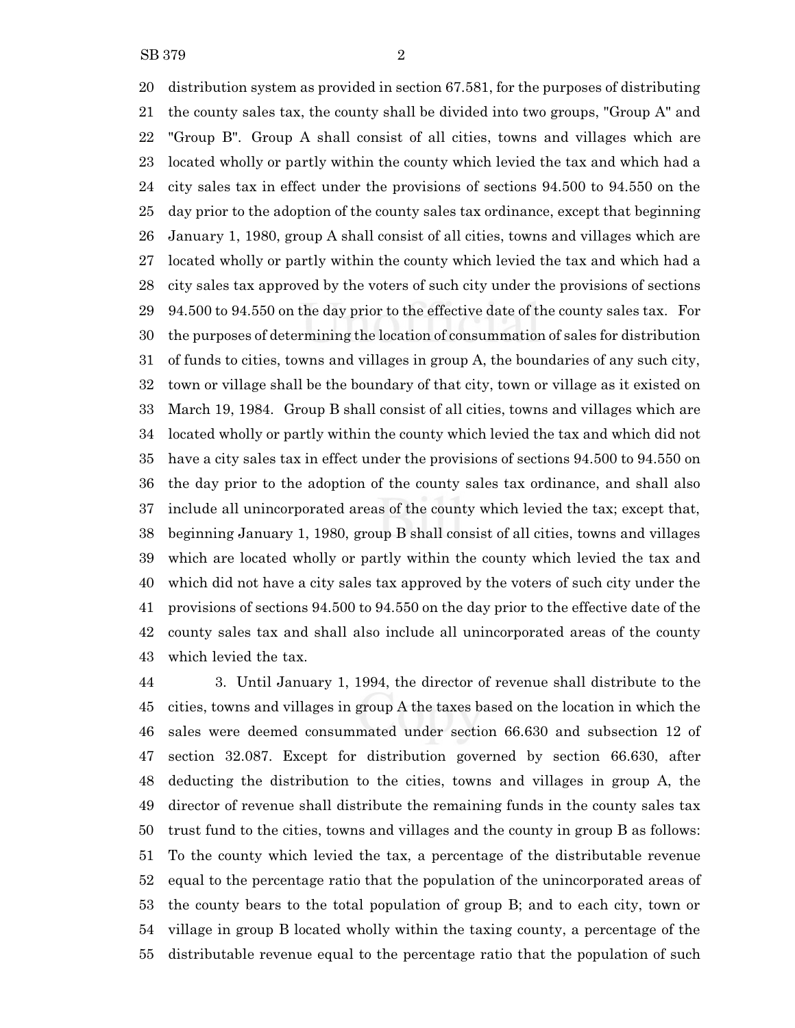distribution system as provided in section 67.581, for the purposes of distributing the county sales tax, the county shall be divided into two groups, "Group A" and "Group B". Group A shall consist of all cities, towns and villages which are located wholly or partly within the county which levied the tax and which had a city sales tax in effect under the provisions of sections 94.500 to 94.550 on the day prior to the adoption of the county sales tax ordinance, except that beginning January 1, 1980, group A shall consist of all cities, towns and villages which are located wholly or partly within the county which levied the tax and which had a city sales tax approved by the voters of such city under the provisions of sections 94.500 to 94.550 on the day prior to the effective date of the county sales tax. For the purposes of determining the location of consummation of sales for distribution of funds to cities, towns and villages in group A, the boundaries of any such city, town or village shall be the boundary of that city, town or village as it existed on March 19, 1984. Group B shall consist of all cities, towns and villages which are located wholly or partly within the county which levied the tax and which did not have a city sales tax in effect under the provisions of sections 94.500 to 94.550 on the day prior to the adoption of the county sales tax ordinance, and shall also include all unincorporated areas of the county which levied the tax; except that, beginning January 1, 1980, group B shall consist of all cities, towns and villages which are located wholly or partly within the county which levied the tax and which did not have a city sales tax approved by the voters of such city under the provisions of sections 94.500 to 94.550 on the day prior to the effective date of the county sales tax and shall also include all unincorporated areas of the county which levied the tax.

3. Until January 1, 1994, the director of revenue shall distribute to the cities, towns and villages in group A the taxes based on the location in which the sales were deemed consummated under section 66.630 and subsection 12 of section 32.087. Except for distribution governed by section 66.630, after deducting the distribution to the cities, towns and villages in group A, the director of revenue shall distribute the remaining funds in the county sales tax trust fund to the cities, towns and villages and the county in group B as follows: To the county which levied the tax, a percentage of the distributable revenue equal to the percentage ratio that the population of the unincorporated areas of the county bears to the total population of group B; and to each city, town or village in group B located wholly within the taxing county, a percentage of the distributable revenue equal to the percentage ratio that the population of such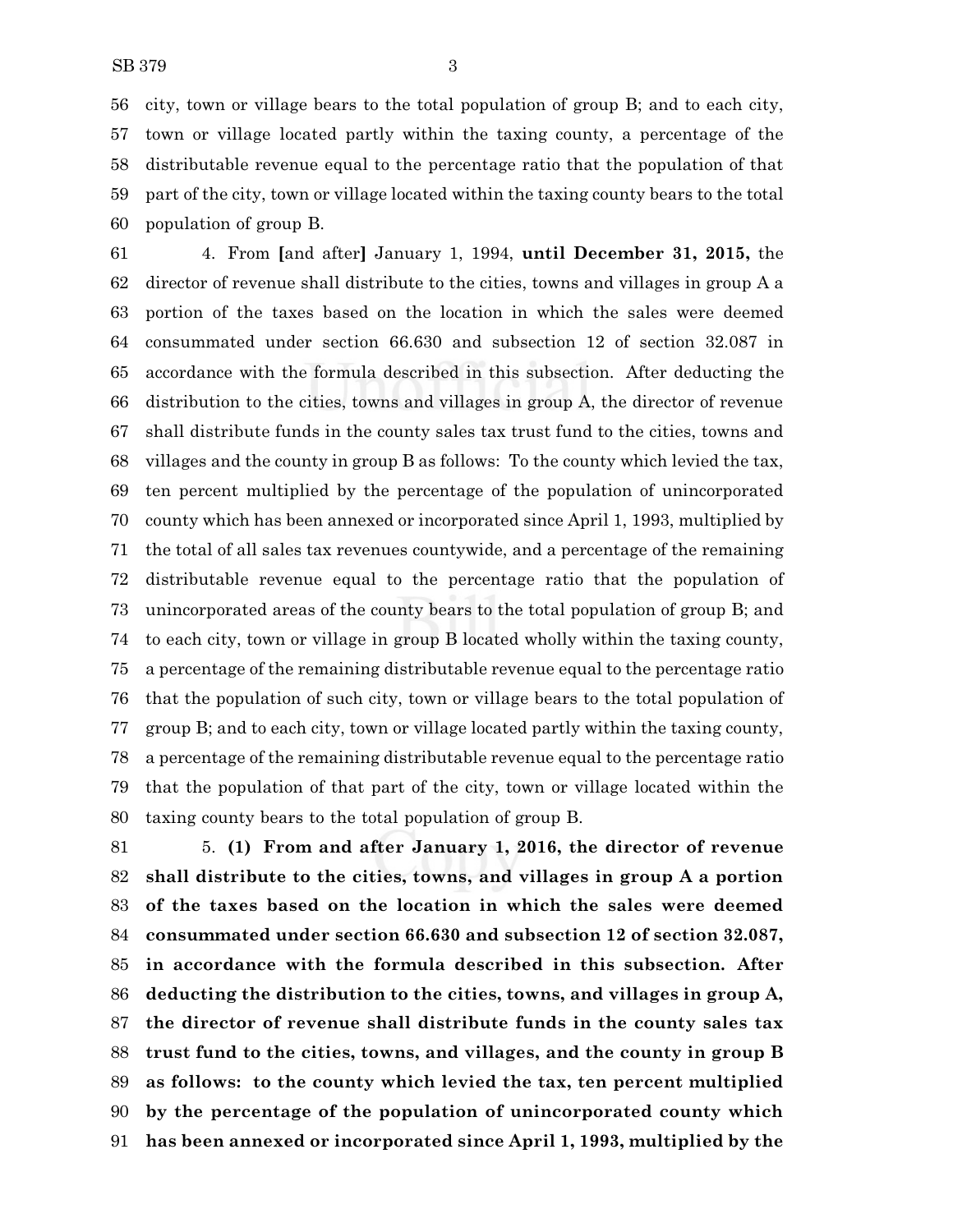city, town or village bears to the total population of group B; and to each city, town or village located partly within the taxing county, a percentage of the distributable revenue equal to the percentage ratio that the population of that part of the city, town or village located within the taxing county bears to the total population of group B.

4. From [and after] January 1, 1994, **until December 31, 2015,** the director of revenue shall distribute to the cities, towns and villages in group A a portion of the taxes based on the location in which the sales were deemed consummated under section 66.630 and subsection 12 of section 32.087 in accordance with the formula described in this subsection. After deducting the distribution to the cities, towns and villages in group A, the director of revenue shall distribute funds in the county sales tax trust fund to the cities, towns and villages and the county in group B as follows: To the county which levied the tax, ten percent multiplied by the percentage of the population of unincorporated county which has been annexed or incorporated since April 1, 1993, multiplied by the total of all sales tax revenues countywide, and a percentage of the remaining distributable revenue equal to the percentage ratio that the population of unincorporated areas of the county bears to the total population of group B; and to each city, town or village in group B located wholly within the taxing county, a percentage of the remaining distributable revenue equal to the percentage ratio that the population of such city, town or village bears to the total population of group B; and to each city, town or village located partly within the taxing county, a percentage of the remaining distributable revenue equal to the percentage ratio that the population of that part of the city, town or village located within the taxing county bears to the total population of group B.

5. **(1) From and after January 1, 2016, the director of revenue shall distribute to the cities, towns, and villages in group A a portion of the taxes based on the location in which the sales were deemed consummated under section 66.630 and subsection 12 of section 32.087, in accordance with the formula described in this subsection. After deducting the distribution to the cities, towns, and villages in group A, the director of revenue shall distribute funds in the county sales tax trust fund to the cities, towns, and villages, and the county in group B as follows: to the county which levied the tax, ten percent multiplied by the percentage of the population of unincorporated county which has been annexed or incorporated since April 1, 1993, multiplied by the**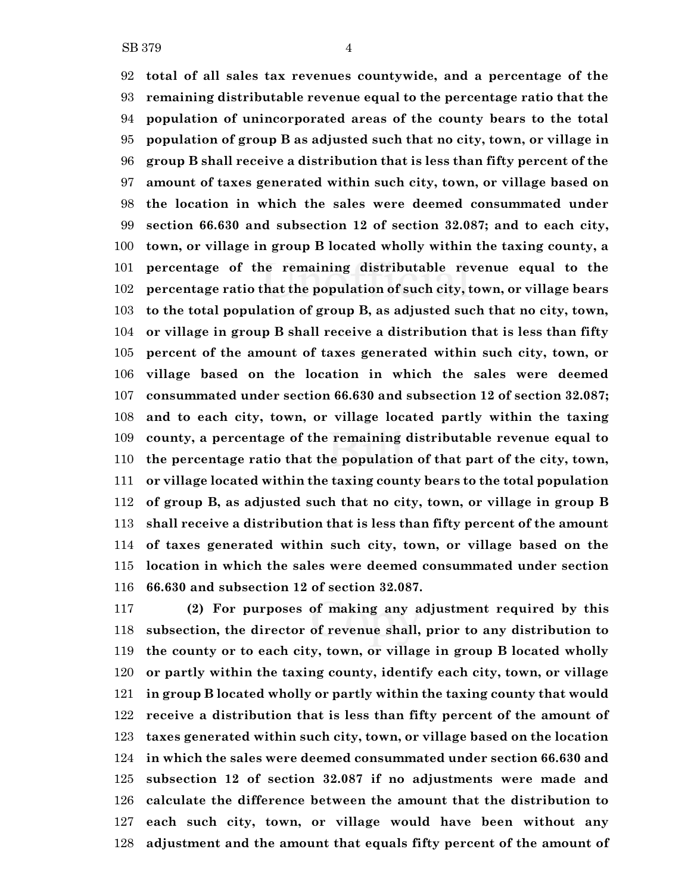**total of all sales tax revenues countywide, and a percentage of the remaining distributable revenue equal to the percentage ratio that the population of unincorporated areas of the county bears to the total population of group B as adjusted such that no city, town, or village in group B shall receive a distribution that is less than fifty percent of the amount of taxes generated within such city, town, or village based on the location in which the sales were deemed consummated under section 66.630 and subsection 12 of section 32.087; and to each city, town, or village in group B located wholly within the taxing county, a percentage of the remaining distributable revenue equal to the percentage ratio that the population of such city, town, or village bears to the total population of group B, as adjusted such that no city, town, or village in group B shall receive a distribution that is less than fifty percent of the amount of taxes generated within such city, town, or village based on the location in which the sales were deemed consummated under section 66.630 and subsection 12 of section 32.087; and to each city, town, or village located partly within the taxing county, a percentage of the remaining distributable revenue equal to the percentage ratio that the population of that part of the city, town, or village located within the taxing county bears to the total population of group B, as adjusted such that no city, town, or village in group B shall receive a distribution that is less than fifty percent of the amount of taxes generated within such city, town, or village based on the location in which the sales were deemed consummated under section 66.630 and subsection 12 of section 32.087.**

**(2) For purposes of making any adjustment required by this subsection, the director of revenue shall, prior to any distribution to the county or to each city, town, or village in group B located wholly or partly within the taxing county, identify each city, town, or village in group B located wholly or partly within the taxing county that would receive a distribution that is less than fifty percent of the amount of taxes generated within such city, town, or village based on the location in which the sales were deemed consummated under section 66.630 and subsection 12 of section 32.087 if no adjustments were made and calculate the difference between the amount that the distribution to each such city, town, or village would have been without any adjustment and the amount that equals fifty percent of the amount of**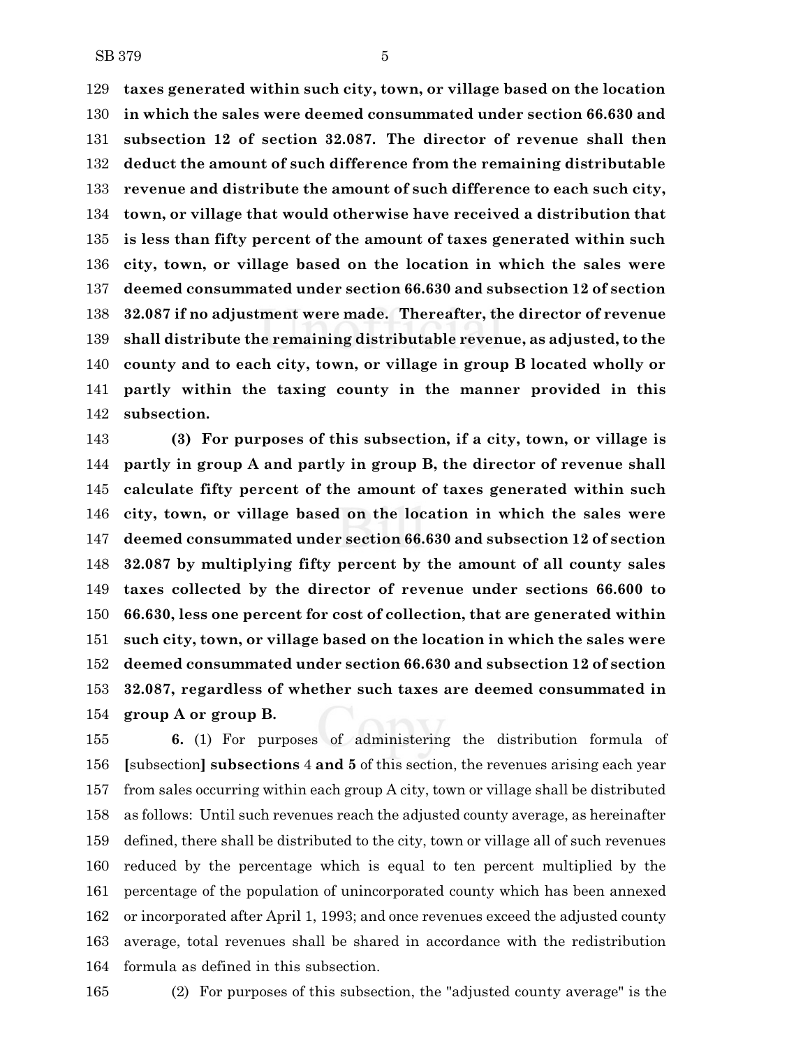**taxes generated within such city, town, or village based on the location in which the sales were deemed consummated under section 66.630 and subsection 12 of section 32.087. The director of revenue shall then deduct the amount of such difference from the remaining distributable revenue and distribute the amount of such difference to each such city, town, or village that would otherwise have received a distribution that is less than fifty percent of the amount of taxes generated within such city, town, or village based on the location in which the sales were deemed consummated under section 66.630 and subsection 12 of section 32.087 if no adjustment were made. Thereafter, the director of revenue shall distribute the remaining distributable revenue, as adjusted, to the county and to each city, town, or village in group B located wholly or partly within the taxing county in the manner provided in this subsection.**

**(3) For purposes of this subsection, if a city, town, or village is partly in group A and partly in group B, the director of revenue shall calculate fifty percent of the amount of taxes generated within such city, town, or village based on the location in which the sales were deemed consummated under section 66.630 and subsection 12 of section 32.087 by multiplying fifty percent by the amount of all county sales taxes collected by the director of revenue under sections 66.600 to 66.630, less one percent for cost of collection, that are generated within such city, town, or village based on the location in which the sales were deemed consummated under section 66.630 and subsection 12 of section 32.087, regardless of whether such taxes are deemed consummated in group A or group B.**

**6.** (1) For purposes of administering the distribution formula of [subsection] **subsections** 4 **and 5** of this section, the revenues arising each year from sales occurring within each group A city, town or village shall be distributed as follows: Until such revenues reach the adjusted county average, as hereinafter defined, there shall be distributed to the city, town or village all of such revenues reduced by the percentage which is equal to ten percent multiplied by the percentage of the population of unincorporated county which has been annexed or incorporated after April 1, 1993; and once revenues exceed the adjusted county average, total revenues shall be shared in accordance with the redistribution formula as defined in this subsection.

(2) For purposes of this subsection, the "adjusted county average" is the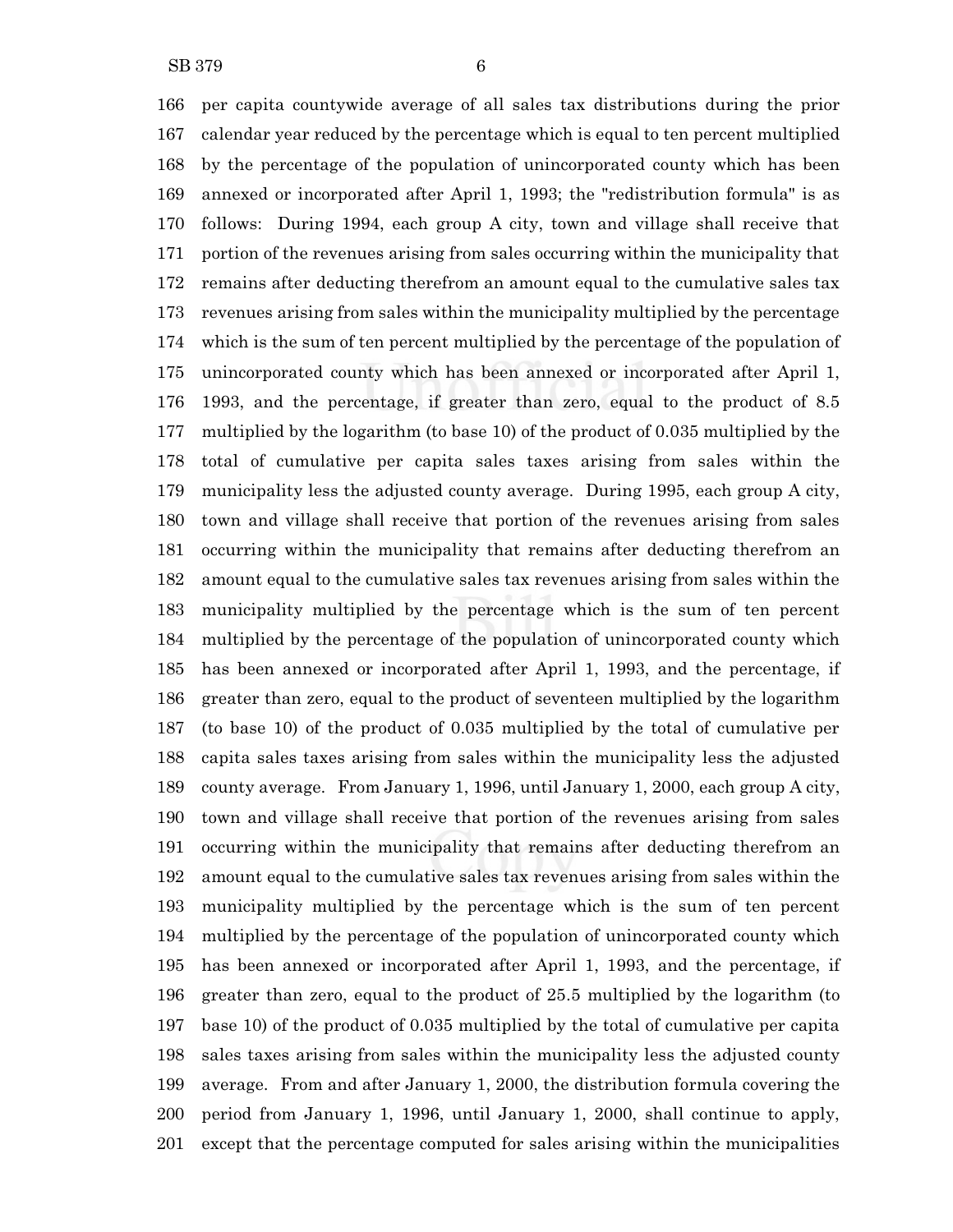166 per capita countywide average of all sales tax distributions during the prior
167 calendar year reduced by the percentage which is equal to ten percent multiplied
168 by the percentage of the population of unincorporated county which has been
169 annexed or incorporated after April 1, 1993; the "redistribution formula" is as
170 follows: During 1994, each group A city, town and village shall receive that
171 portion of the revenues arising from sales occurring within the municipality that
172 remains after deducting therefrom an amount equal to the cumulative sales tax
173 revenues arising from sales within the municipality multiplied by the percentage
174 which is the sum of ten percent multiplied by the percentage of the population of
175 unincorporated county which has been annexed or incorporated after April 1,
176 1993, and the percentage, if greater than zero, equal to the product of 8.5
177 multiplied by the logarithm (to base 10) of the product of 0.035 multiplied by the
178 total of cumulative per capita sales taxes arising from sales within the
179 municipality less the adjusted county average. During 1995, each group A city,
180 town and village shall receive that portion of the revenues arising from sales
181 occurring within the municipality that remains after deducting therefrom an
182 amount equal to the cumulative sales tax revenues arising from sales within the
183 municipality multiplied by the percentage which is the sum of ten percent
184 multiplied by the percentage of the population of unincorporated county which
185 has been annexed or incorporated after April 1, 1993, and the percentage, if
186 greater than zero, equal to the product of seventeen multiplied by the logarithm
187 (to base 10) of the product of 0.035 multiplied by the total of cumulative per
188 capita sales taxes arising from sales within the municipality less the adjusted
189 county average. From January 1, 1996, until January 1, 2000, each group A city,
190 town and village shall receive that portion of the revenues arising from sales
191 occurring within the municipality that remains after deducting therefrom an
192 amount equal to the cumulative sales tax revenues arising from sales within the
193 municipality multiplied by the percentage which is the sum of ten percent
194 multiplied by the percentage of the population of unincorporated county which
195 has been annexed or incorporated after April 1, 1993, and the percentage, if
196 greater than zero, equal to the product of 25.5 multiplied by the logarithm (to
197 base 10) of the product of 0.035 multiplied by the total of cumulative per capita
198 sales taxes arising from sales within the municipality less the adjusted county
199 average. From and after January 1, 2000, the distribution formula covering the
200 period from January 1, 1996, until January 1, 2000, shall continue to apply,
201 except that the percentage computed for sales arising within the municipalities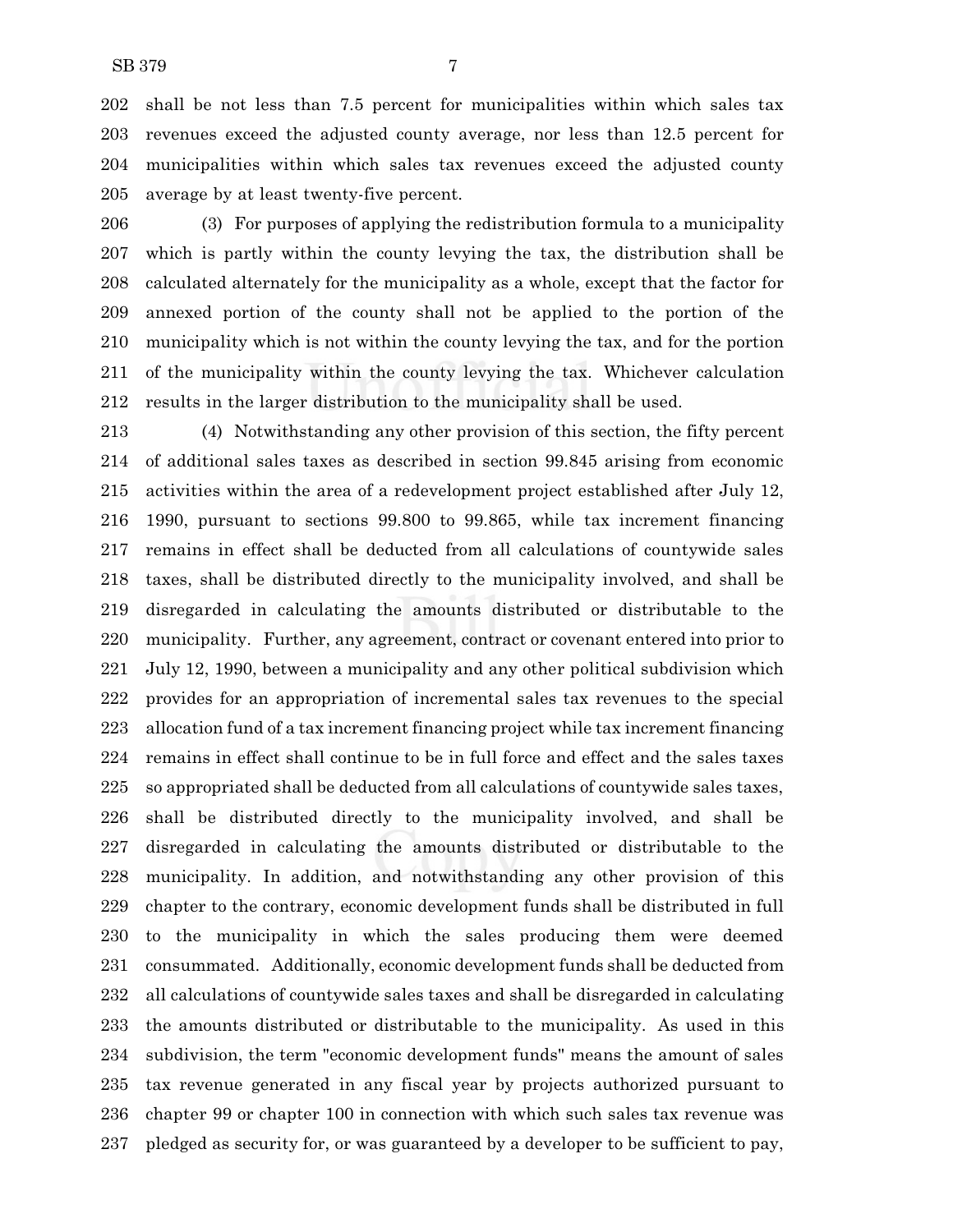shall be not less than 7.5 percent for municipalities within which sales tax revenues exceed the adjusted county average, nor less than 12.5 percent for municipalities within which sales tax revenues exceed the adjusted county average by at least twenty-five percent.

(3) For purposes of applying the redistribution formula to a municipality which is partly within the county levying the tax, the distribution shall be calculated alternately for the municipality as a whole, except that the factor for annexed portion of the county shall not be applied to the portion of the municipality which is not within the county levying the tax, and for the portion of the municipality within the county levying the tax. Whichever calculation results in the larger distribution to the municipality shall be used.

(4) Notwithstanding any other provision of this section, the fifty percent of additional sales taxes as described in section 99.845 arising from economic activities within the area of a redevelopment project established after July 12, 1990, pursuant to sections 99.800 to 99.865, while tax increment financing remains in effect shall be deducted from all calculations of countywide sales taxes, shall be distributed directly to the municipality involved, and shall be disregarded in calculating the amounts distributed or distributable to the municipality. Further, any agreement, contract or covenant entered into prior to July 12, 1990, between a municipality and any other political subdivision which provides for an appropriation of incremental sales tax revenues to the special allocation fund of a tax increment financing project while tax increment financing remains in effect shall continue to be in full force and effect and the sales taxes so appropriated shall be deducted from all calculations of countywide sales taxes, shall be distributed directly to the municipality involved, and shall be disregarded in calculating the amounts distributed or distributable to the municipality. In addition, and notwithstanding any other provision of this chapter to the contrary, economic development funds shall be distributed in full to the municipality in which the sales producing them were deemed consummated. Additionally, economic development funds shall be deducted from all calculations of countywide sales taxes and shall be disregarded in calculating the amounts distributed or distributable to the municipality. As used in this subdivision, the term "economic development funds" means the amount of sales tax revenue generated in any fiscal year by projects authorized pursuant to chapter 99 or chapter 100 in connection with which such sales tax revenue was pledged as security for, or was guaranteed by a developer to be sufficient to pay,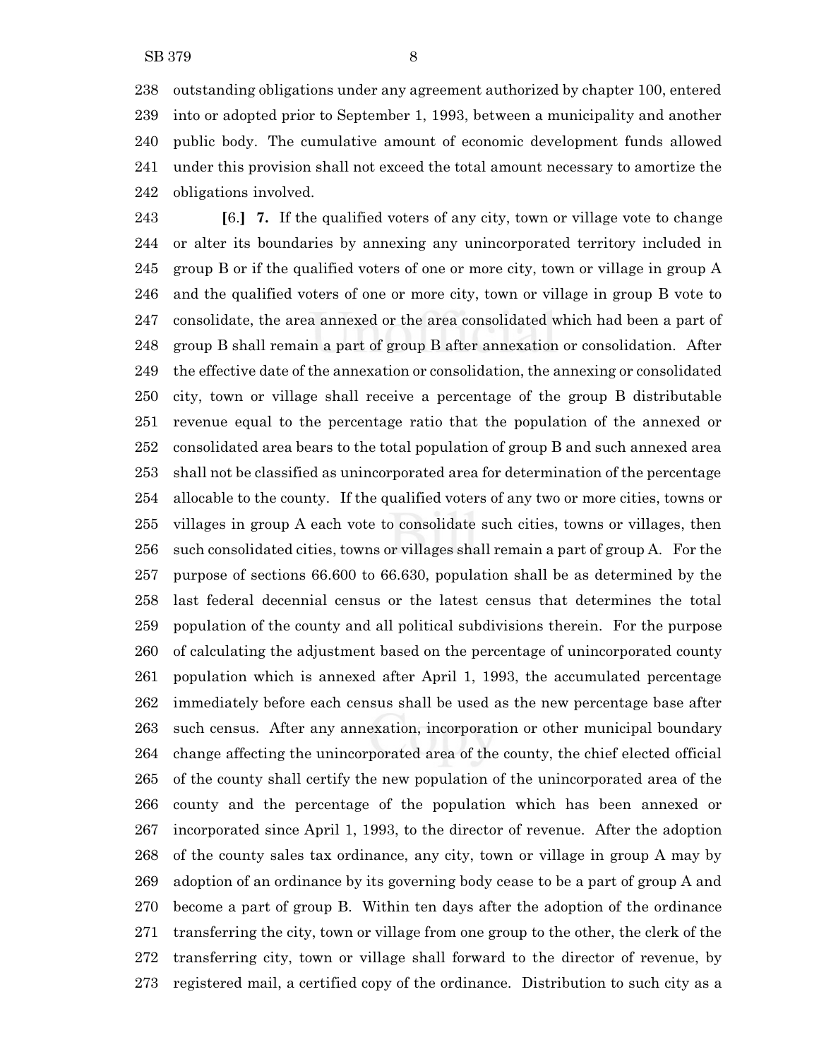outstanding obligations under any agreement authorized by chapter 100, entered into or adopted prior to September 1, 1993, between a municipality and another public body. The cumulative amount of economic development funds allowed under this provision shall not exceed the total amount necessary to amortize the obligations involved.

[6.] **7.** If the qualified voters of any city, town or village vote to change or alter its boundaries by annexing any unincorporated territory included in group B or if the qualified voters of one or more city, town or village in group A and the qualified voters of one or more city, town or village in group B vote to consolidate, the area annexed or the area consolidated which had been a part of group B shall remain a part of group B after annexation or consolidation. After the effective date of the annexation or consolidation, the annexing or consolidated city, town or village shall receive a percentage of the group B distributable revenue equal to the percentage ratio that the population of the annexed or consolidated area bears to the total population of group B and such annexed area shall not be classified as unincorporated area for determination of the percentage allocable to the county. If the qualified voters of any two or more cities, towns or villages in group A each vote to consolidate such cities, towns or villages, then such consolidated cities, towns or villages shall remain a part of group A. For the purpose of sections 66.600 to 66.630, population shall be as determined by the last federal decennial census or the latest census that determines the total population of the county and all political subdivisions therein. For the purpose of calculating the adjustment based on the percentage of unincorporated county population which is annexed after April 1, 1993, the accumulated percentage immediately before each census shall be used as the new percentage base after such census. After any annexation, incorporation or other municipal boundary change affecting the unincorporated area of the county, the chief elected official of the county shall certify the new population of the unincorporated area of the county and the percentage of the population which has been annexed or incorporated since April 1, 1993, to the director of revenue. After the adoption of the county sales tax ordinance, any city, town or village in group A may by adoption of an ordinance by its governing body cease to be a part of group A and become a part of group B. Within ten days after the adoption of the ordinance transferring the city, town or village from one group to the other, the clerk of the transferring city, town or village shall forward to the director of revenue, by registered mail, a certified copy of the ordinance. Distribution to such city as a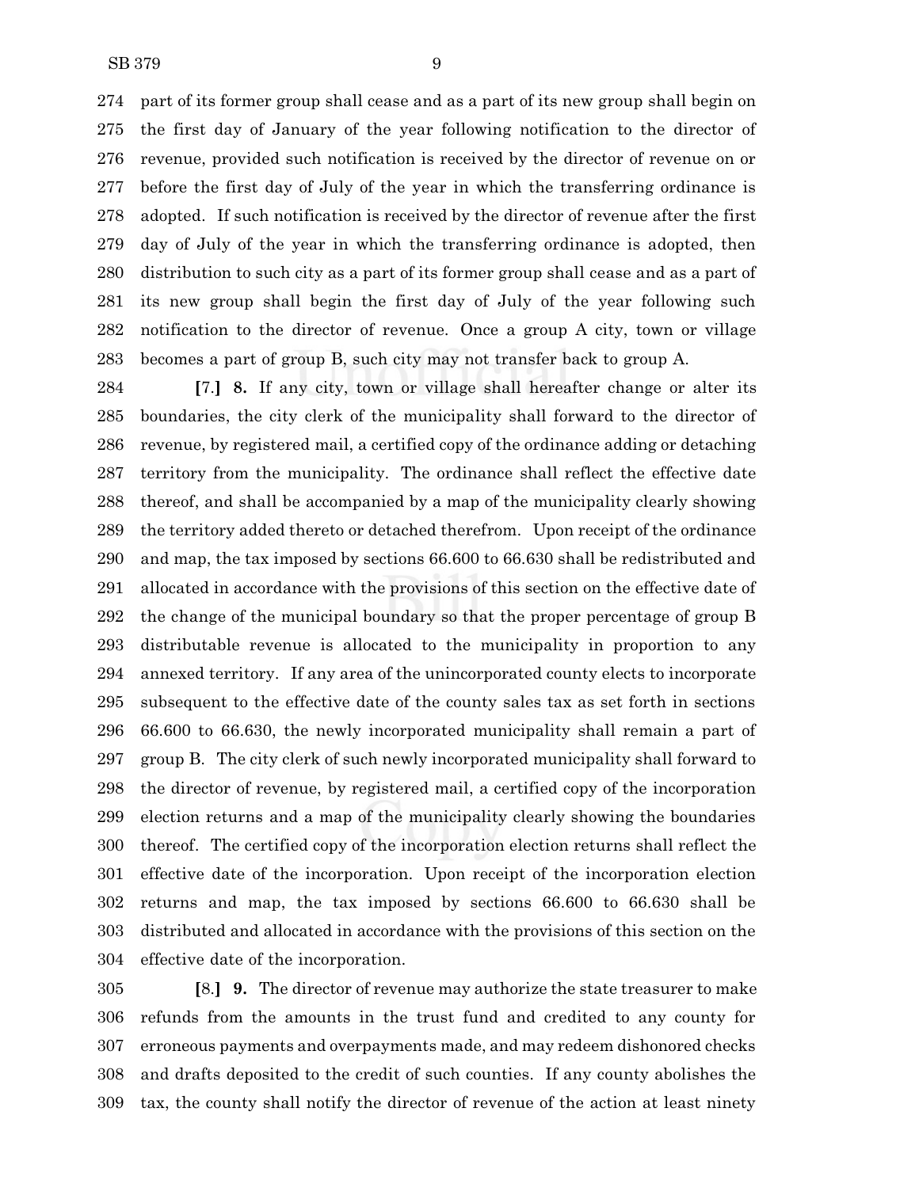part of its former group shall cease and as a part of its new group shall begin on the first day of January of the year following notification to the director of revenue, provided such notification is received by the director of revenue on or before the first day of July of the year in which the transferring ordinance is adopted. If such notification is received by the director of revenue after the first day of July of the year in which the transferring ordinance is adopted, then distribution to such city as a part of its former group shall cease and as a part of its new group shall begin the first day of July of the year following such notification to the director of revenue. Once a group A city, town or village becomes a part of group B, such city may not transfer back to group A.

**[**7.**]** **8.** If any city, town or village shall hereafter change or alter its boundaries, the city clerk of the municipality shall forward to the director of revenue, by registered mail, a certified copy of the ordinance adding or detaching territory from the municipality. The ordinance shall reflect the effective date thereof, and shall be accompanied by a map of the municipality clearly showing the territory added thereto or detached therefrom. Upon receipt of the ordinance and map, the tax imposed by sections 66.600 to 66.630 shall be redistributed and allocated in accordance with the provisions of this section on the effective date of the change of the municipal boundary so that the proper percentage of group B distributable revenue is allocated to the municipality in proportion to any annexed territory. If any area of the unincorporated county elects to incorporate subsequent to the effective date of the county sales tax as set forth in sections 66.600 to 66.630, the newly incorporated municipality shall remain a part of group B. The city clerk of such newly incorporated municipality shall forward to the director of revenue, by registered mail, a certified copy of the incorporation election returns and a map of the municipality clearly showing the boundaries thereof. The certified copy of the incorporation election returns shall reflect the effective date of the incorporation. Upon receipt of the incorporation election returns and map, the tax imposed by sections 66.600 to 66.630 shall be distributed and allocated in accordance with the provisions of this section on the effective date of the incorporation.

**[**8.**]** **9.** The director of revenue may authorize the state treasurer to make refunds from the amounts in the trust fund and credited to any county for erroneous payments and overpayments made, and may redeem dishonored checks and drafts deposited to the credit of such counties. If any county abolishes the tax, the county shall notify the director of revenue of the action at least ninety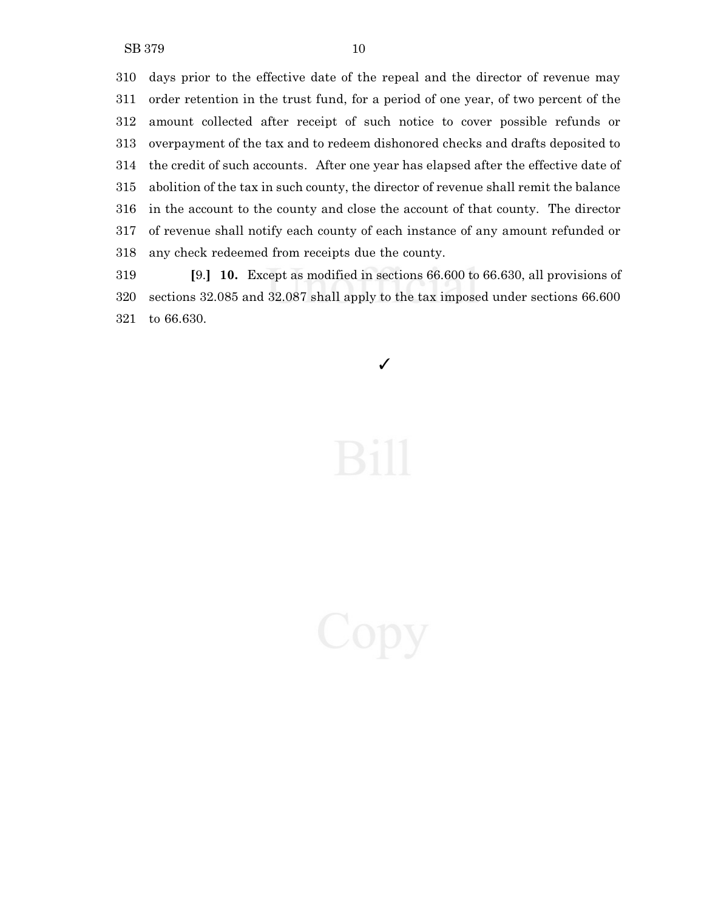days prior to the effective date of the repeal and the director of revenue may order retention in the trust fund, for a period of one year, of two percent of the amount collected after receipt of such notice to cover possible refunds or overpayment of the tax and to redeem dishonored checks and drafts deposited to the credit of such accounts. After one year has elapsed after the effective date of abolition of the tax in such county, the director of revenue shall remit the balance in the account to the county and close the account of that county. The director of revenue shall notify each county of each instance of any amount refunded or any check redeemed from receipts due the county.

**[**9.**]** **10.** Except as modified in sections 66.600 to 66.630, all provisions of sections 32.085 and 32.087 shall apply to the tax imposed under sections 66.600 to 66.630.

✓